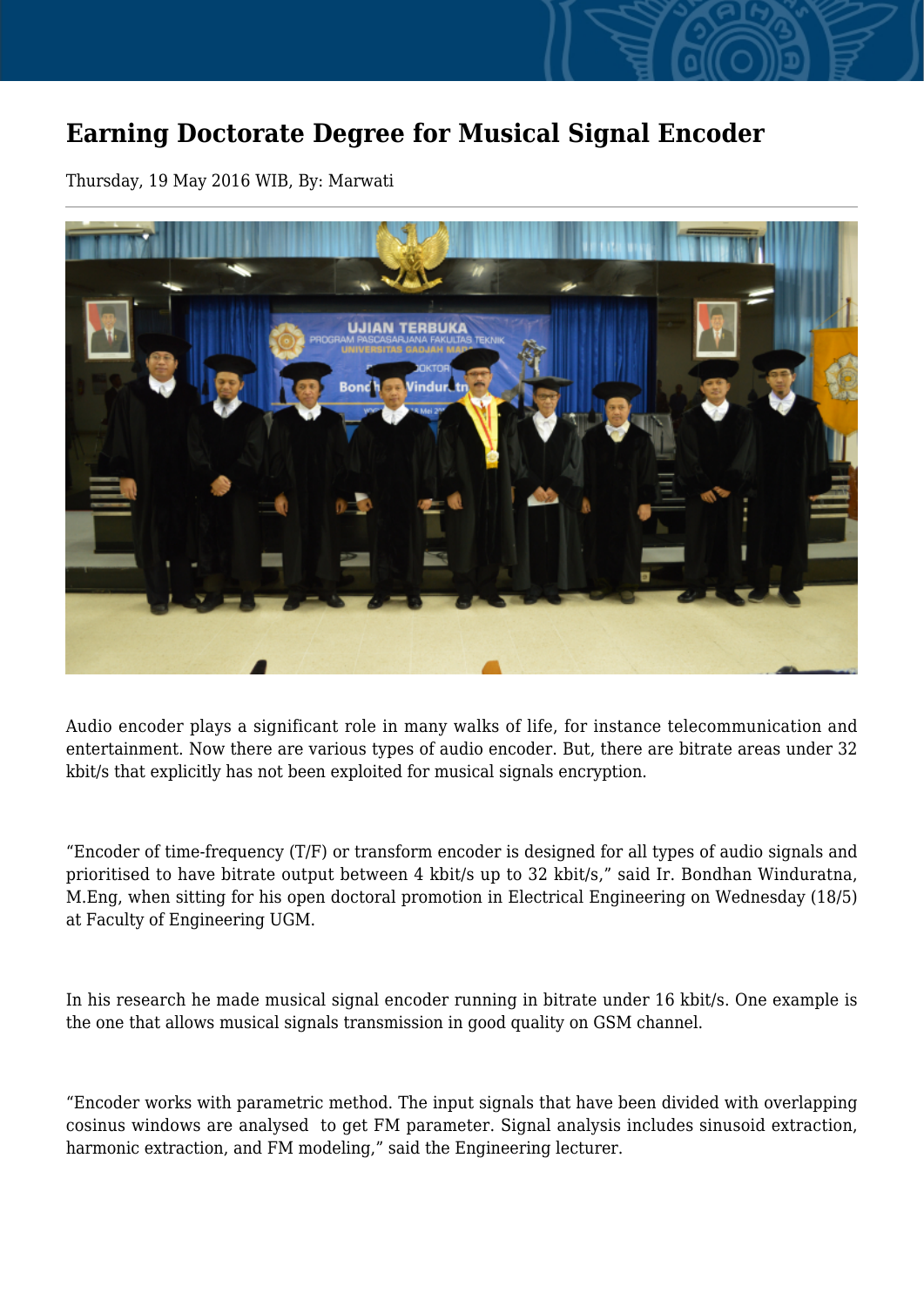# Earning Doctorate Degree for Musical Signal Encoder

Thursday, 19 May 2016 WIB, By: Marwati

Audio encoder plays a significant role in many walks of life, for instance telecommunication and entertainment. Now there are various types of audio encoder. But, there are bitrate areas under 32 kbit/s that explicitly has not been exploited for musical signals encryption.

"Encoder of time-frequency (T/F) or transform encoder is designed for all types of audio signals and prioritised to have bitrate output between 4 kbit/s up to 32 kbit/s," said Ir. Bondhan Winduratna, M.Eng, when sitting for his open doctoral promotion in Electrical Engineering on Wednesday (18/5) at Faculty of Engineering UGM.

In his research he made musical signal encoder running in bitrate under 16 kbit/s. One example is the one that allows musical signals transmission in good quality on GSM channel.

"Encoder works with parametric method. The input signals that have been divided with overlapping cosinus windows are analysed to get FM parameter. Signal analysis includes sinusoid extraction, harmonic extraction, and FM modeling," said the Engineering lecturer.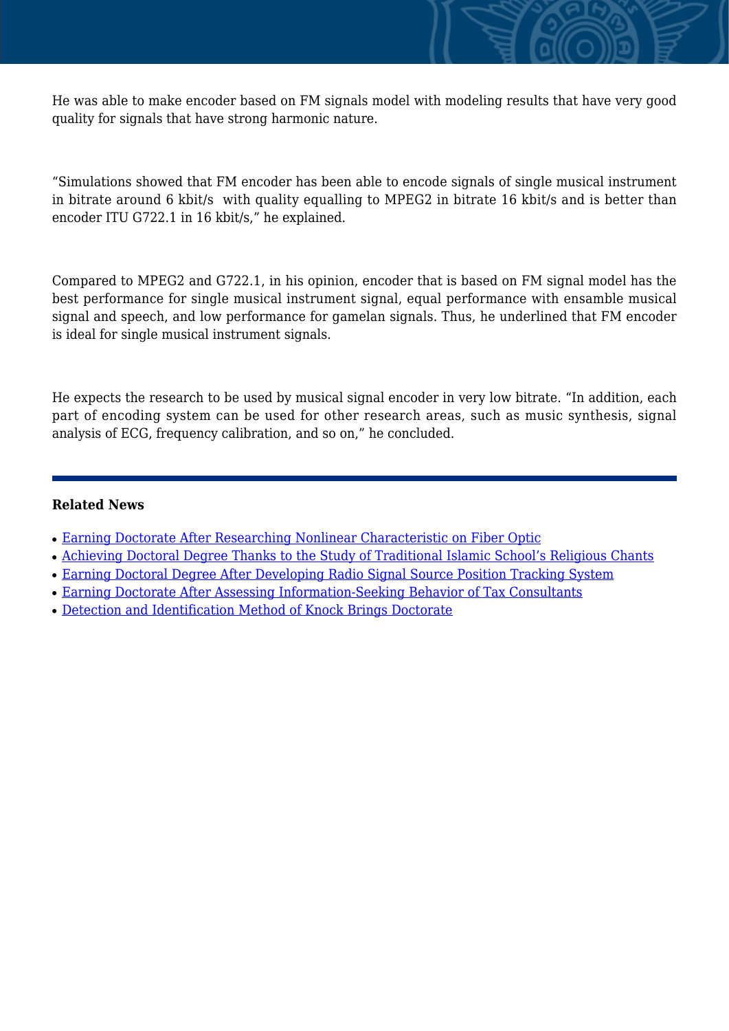He was able to make encoder based on FM signals model with modeling results that have very good quality for signals that have strong harmonic nature.

“Simulations showed that FM encoder has been able to encode signals of single musical instrument in bitrate around 6 kbit/s  with quality equalling to MPEG2 in bitrate 16 kbit/s and is better than encoder ITU G722.1 in 16 kbit/s,” he explained.

Compared to MPEG2 and G722.1, in his opinion, encoder that is based on FM signal model has the best performance for single musical instrument signal, equal performance with ensamble musical signal and speech, and low performance for gamelan signals. Thus, he underlined that FM encoder is ideal for single musical instrument signals.

He expects the research to be used by musical signal encoder in very low bitrate. “In addition, each part of encoding system can be used for other research areas, such as music synthesis, signal analysis of ECG, frequency calibration, and so on,” he concluded.

---

**Related News**

- Earning Doctorate After Researching Nonlinear Characteristic on Fiber Optic
- Achieving Doctoral Degree Thanks to the Study of Traditional Islamic School’s Religious Chants
- Earning Doctoral Degree After Developing Radio Signal Source Position Tracking System
- Earning Doctorate After Assessing Information-Seeking Behavior of Tax Consultants
- Detection and Identification Method of Knock Brings Doctorate